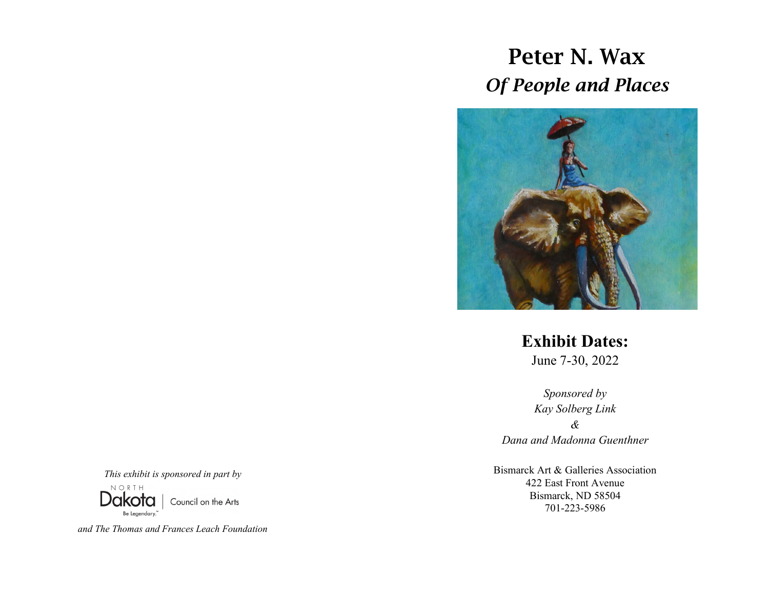# Peter N. Wax

## *Of People and Places*

**Exhibit Dates:**
June 7-30, 2022

*Sponsored by*
*Kay Solberg Link*
*&*
*Dana and Madonna Guenthner*

Bismarck Art & Galleries Association
422 East Front Avenue
Bismarck, ND 58504
701-223-5986

*This exhibit is sponsored in part by*

NORTH Dakota | Council on the Arts
Be Legendary.™

*and The Thomas and Frances Leach Foundation*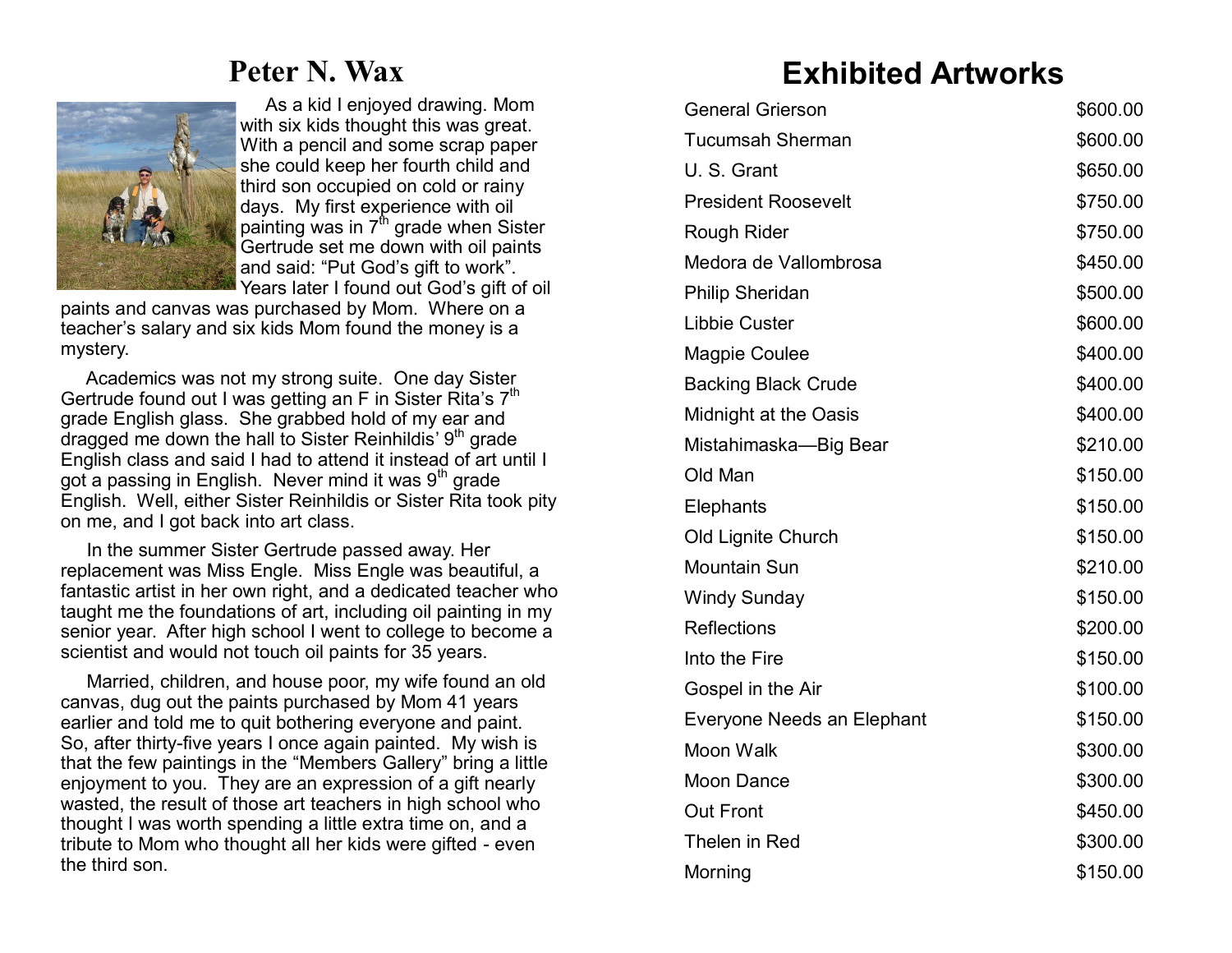## Peter N. Wax

As a kid I enjoyed drawing. Mom with six kids thought this was great. With a pencil and some scrap paper she could keep her fourth child and third son occupied on cold or rainy days. My first experience with oil painting was in 7th grade when Sister Gertrude set me down with oil paints and said: "Put God's gift to work". Years later I found out God's gift of oil paints and canvas was purchased by Mom. Where on a teacher's salary and six kids Mom found the money is a mystery.

Academics was not my strong suite. One day Sister Gertrude found out I was getting an F in Sister Rita's 7th grade English glass. She grabbed hold of my ear and dragged me down the hall to Sister Reinhildis' 9th grade English class and said I had to attend it instead of art until I got a passing in English. Never mind it was 9th grade English. Well, either Sister Reinhildis or Sister Rita took pity on me, and I got back into art class.

In the summer Sister Gertrude passed away. Her replacement was Miss Engle. Miss Engle was beautiful, a fantastic artist in her own right, and a dedicated teacher who taught me the foundations of art, including oil painting in my senior year. After high school I went to college to become a scientist and would not touch oil paints for 35 years.

Married, children, and house poor, my wife found an old canvas, dug out the paints purchased by Mom 41 years earlier and told me to quit bothering everyone and paint. So, after thirty-five years I once again painted. My wish is that the few paintings in the "Members Gallery" bring a little enjoyment to you. They are an expression of a gift nearly wasted, the result of those art teachers in high school who thought I was worth spending a little extra time on, and a tribute to Mom who thought all her kids were gifted - even the third son.

# Exhibited Artworks

| | |
|---|---|
| General Grierson | $600.00 |
| Tucumsah Sherman | $600.00 |
| U. S. Grant | $650.00 |
| President Roosevelt | $750.00 |
| Rough Rider | $750.00 |
| Medora de Vallombrosa | $450.00 |
| Philip Sheridan | $500.00 |
| Libbie Custer | $600.00 |
| Magpie Coulee | $400.00 |
| Backing Black Crude | $400.00 |
| Midnight at the Oasis | $400.00 |
| Mistahimaska—Big Bear | $210.00 |
| Old Man | $150.00 |
| Elephants | $150.00 |
| Old Lignite Church | $150.00 |
| Mountain Sun | $210.00 |
| Windy Sunday | $150.00 |
| Reflections | $200.00 |
| Into the Fire | $150.00 |
| Gospel in the Air | $100.00 |
| Everyone Needs an Elephant | $150.00 |
| Moon Walk | $300.00 |
| Moon Dance | $300.00 |
| Out Front | $450.00 |
| Thelen in Red | $300.00 |
| Morning | $150.00 |